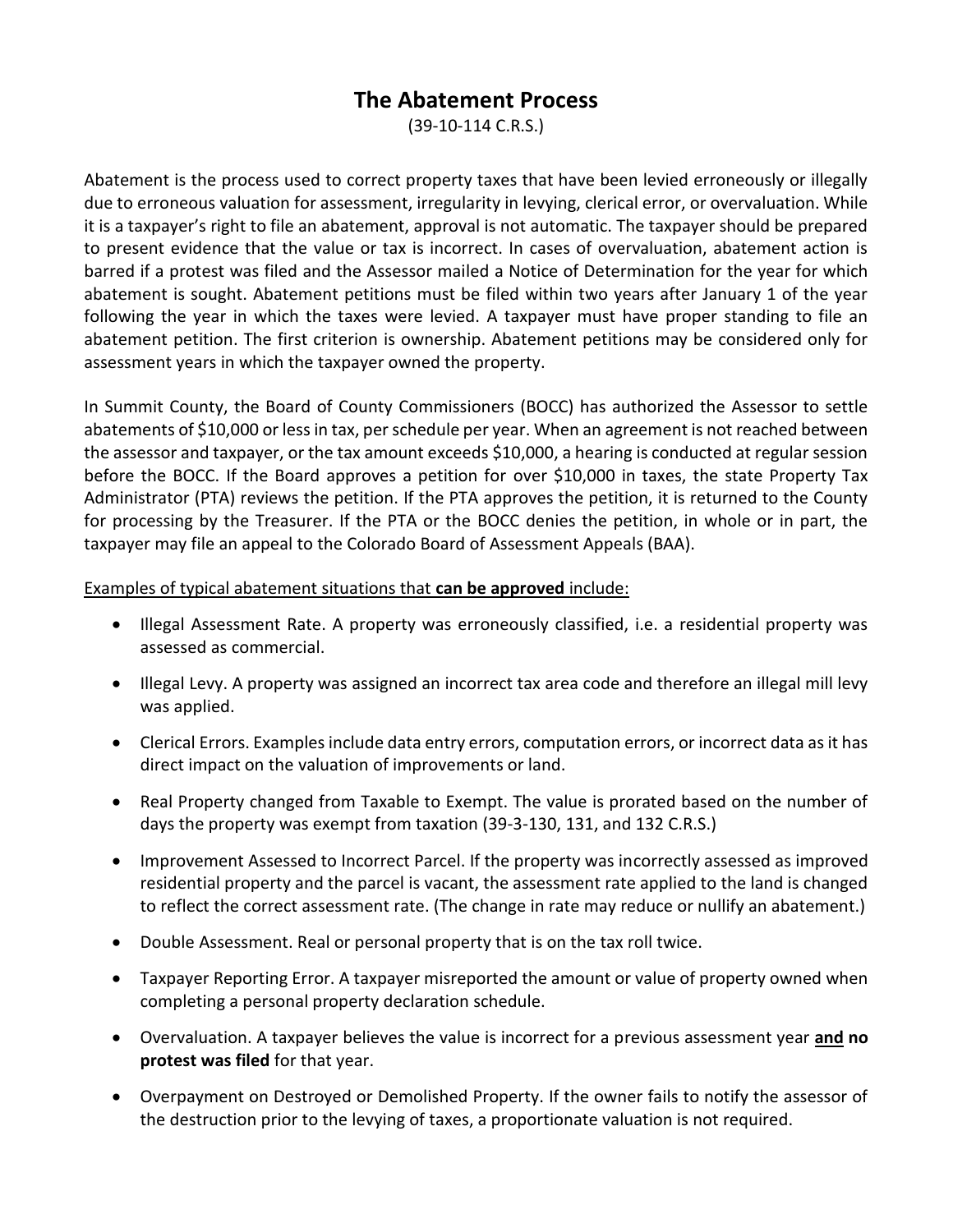# The Abatement Process

(39-10-114 C.R.S.)

Abatement is the process used to correct property taxes that have been levied erroneously or illegally due to erroneous valuation for assessment, irregularity in levying, clerical error, or overvaluation. While it is a taxpayer's right to file an abatement, approval is not automatic. The taxpayer should be prepared to present evidence that the value or tax is incorrect. In cases of overvaluation, abatement action is barred if a protest was filed and the Assessor mailed a Notice of Determination for the year for which abatement is sought. Abatement petitions must be filed within two years after January 1 of the year following the year in which the taxes were levied. A taxpayer must have proper standing to file an abatement petition. The first criterion is ownership. Abatement petitions may be considered only for assessment years in which the taxpayer owned the property.

In Summit County, the Board of County Commissioners (BOCC) has authorized the Assessor to settle abatements of $10,000 or less in tax, per schedule per year. When an agreement is not reached between the assessor and taxpayer, or the tax amount exceeds $10,000, a hearing is conducted at regular session before the BOCC. If the Board approves a petition for over $10,000 in taxes, the state Property Tax Administrator (PTA) reviews the petition. If the PTA approves the petition, it is returned to the County for processing by the Treasurer. If the PTA or the BOCC denies the petition, in whole or in part, the taxpayer may file an appeal to the Colorado Board of Assessment Appeals (BAA).

Examples of typical abatement situations that **can be approved** include:

- Illegal Assessment Rate. A property was erroneously classified, i.e. a residential property was assessed as commercial.
- Illegal Levy. A property was assigned an incorrect tax area code and therefore an illegal mill levy was applied.
- Clerical Errors. Examples include data entry errors, computation errors, or incorrect data as it has direct impact on the valuation of improvements or land.
- Real Property changed from Taxable to Exempt. The value is prorated based on the number of days the property was exempt from taxation (39-3-130, 131, and 132 C.R.S.)
- Improvement Assessed to Incorrect Parcel. If the property was incorrectly assessed as improved residential property and the parcel is vacant, the assessment rate applied to the land is changed to reflect the correct assessment rate. (The change in rate may reduce or nullify an abatement.)
- Double Assessment. Real or personal property that is on the tax roll twice.
- Taxpayer Reporting Error. A taxpayer misreported the amount or value of property owned when completing a personal property declaration schedule.
- Overvaluation. A taxpayer believes the value is incorrect for a previous assessment year **and no protest was filed** for that year.
- Overpayment on Destroyed or Demolished Property. If the owner fails to notify the assessor of the destruction prior to the levying of taxes, a proportionate valuation is not required.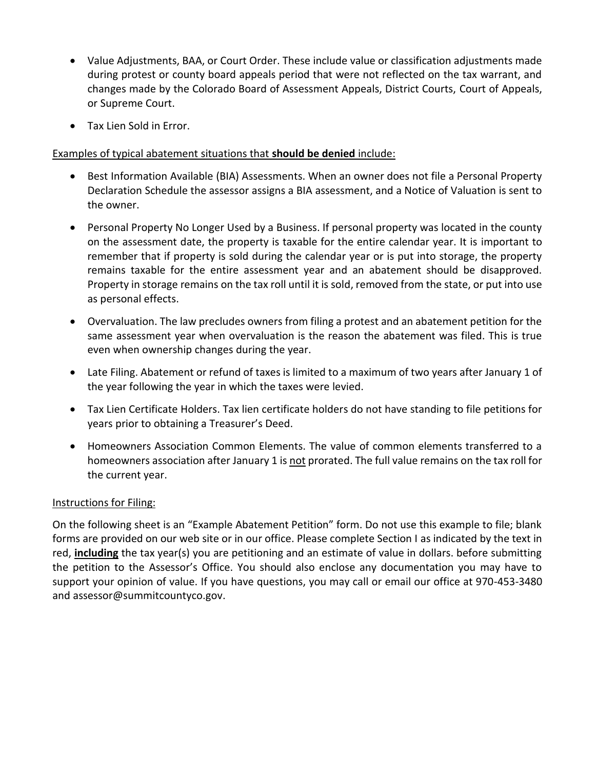- Value Adjustments, BAA, or Court Order. These include value or classification adjustments made during protest or county board appeals period that were not reflected on the tax warrant, and changes made by the Colorado Board of Assessment Appeals, District Courts, Court of Appeals, or Supreme Court.
- Tax Lien Sold in Error.

Examples of typical abatement situations that **should be denied** include:

- Best Information Available (BIA) Assessments. When an owner does not file a Personal Property Declaration Schedule the assessor assigns a BIA assessment, and a Notice of Valuation is sent to the owner.
- Personal Property No Longer Used by a Business. If personal property was located in the county on the assessment date, the property is taxable for the entire calendar year. It is important to remember that if property is sold during the calendar year or is put into storage, the property remains taxable for the entire assessment year and an abatement should be disapproved. Property in storage remains on the tax roll until it is sold, removed from the state, or put into use as personal effects.
- Overvaluation. The law precludes owners from filing a protest and an abatement petition for the same assessment year when overvaluation is the reason the abatement was filed. This is true even when ownership changes during the year.
- Late Filing. Abatement or refund of taxes is limited to a maximum of two years after January 1 of the year following the year in which the taxes were levied.
- Tax Lien Certificate Holders. Tax lien certificate holders do not have standing to file petitions for years prior to obtaining a Treasurer's Deed.
- Homeowners Association Common Elements. The value of common elements transferred to a homeowners association after January 1 is not prorated. The full value remains on the tax roll for the current year.

Instructions for Filing:

On the following sheet is an "Example Abatement Petition" form. Do not use this example to file; blank forms are provided on our web site or in our office. Please complete Section I as indicated by the text in red, **including** the tax year(s) you are petitioning and an estimate of value in dollars. before submitting the petition to the Assessor's Office. You should also enclose any documentation you may have to support your opinion of value. If you have questions, you may call or email our office at 970-453-3480 and assessor@summitcountyco.gov.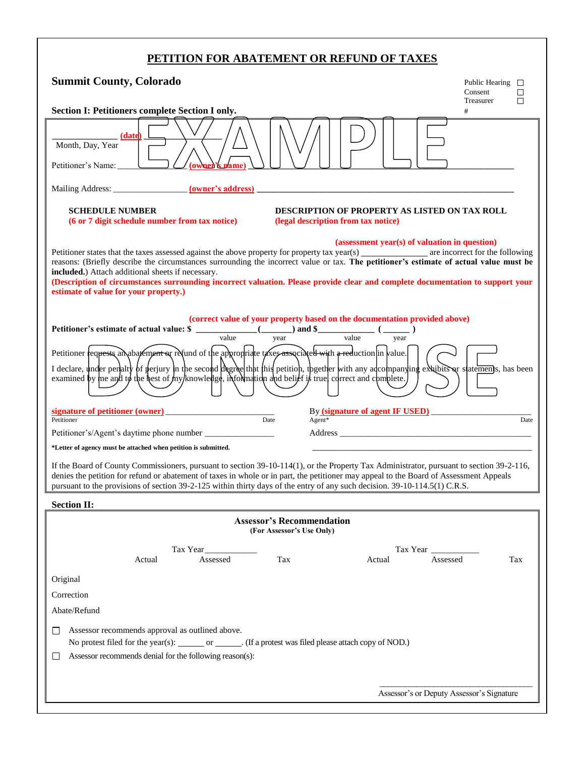# PETITION FOR ABATEMENT OR REFUND OF TAXES

**Summit County, Colorado**

Public Hearing ☐
Consent ☐
Treasurer ☐
#

**Section I: Petitioners complete Section I only.**

EXAMPLE

_____________ (date) _______________
Month, Day, Year

Petitioner's Name: _______________ (owner's name) _______________

Mailing Address: _______________ (owner's address) _______________

**SCHEDULE NUMBER**
**(6 or 7 digit schedule number from tax notice)**

**DESCRIPTION OF PROPERTY AS LISTED ON TAX ROLL**
**(legal description from tax notice)**

Petitioner states that the taxes assessed against the above property for property tax year(s) ______________ **(assessment year(s) of valuation in question)** are incorrect for the following reasons: (Briefly describe the circumstances surrounding the incorrect value or tax. **The petitioner's estimate of actual value must be included.**) Attach additional sheets if necessary.

**(Description of circumstances surrounding incorrect valuation. Please provide clear and complete documentation to support your estimate of value for your property.)**

**(correct value of your property based on the documentation provided above)**

**Petitioner's estimate of actual value: $** _____________ (_______) **and $**_____________ (______)
value year value year

Petitioner requests an abatement or refund of the appropriate taxes associated with a reduction in value.

I declare, under penalty of perjury in the second degree that this petition, together with any accompanying exhibits or statements, has been examined by me and to the best of my knowledge, information and belief is true, correct and complete.

DO NOT USE

**signature of petitioner (owner)** _______________________
Petitioner Date

By **(signature of agent IF USED)** _______________________
Agent* Date

Petitioner's/Agent's daytime phone number _______________

Address _______________________________________________

**\*Letter of agency must be attached when petition is submitted.**

_______________________________________________

If the Board of County Commissioners, pursuant to section 39-10-114(1), or the Property Tax Administrator, pursuant to section 39-2-116, denies the petition for refund or abatement of taxes in whole or in part, the petitioner may appeal to the Board of Assessment Appeals pursuant to the provisions of section 39-2-125 within thirty days of the entry of any such decision. 39-10-114.5(1) C.R.S.

**Section II:**

**Assessor's Recommendation**
**(For Assessor's Use Only)**

| | Tax Year ___________ | | | Tax Year ___________ | | |
|---|---|---|---|---|---|---|
| | Actual | Assessed | Tax | Actual | Assessed | Tax |
| Original | | | | | | |
| Correction | | | | | | |
| Abate/Refund | | | | | | |

☐ Assessor recommends approval as outlined above.
No protest filed for the year(s): ______ or ______. (If a protest was filed please attach copy of NOD.)

☐ Assessor recommends denial for the following reason(s):

_______________________________________
Assessor's or Deputy Assessor's Signature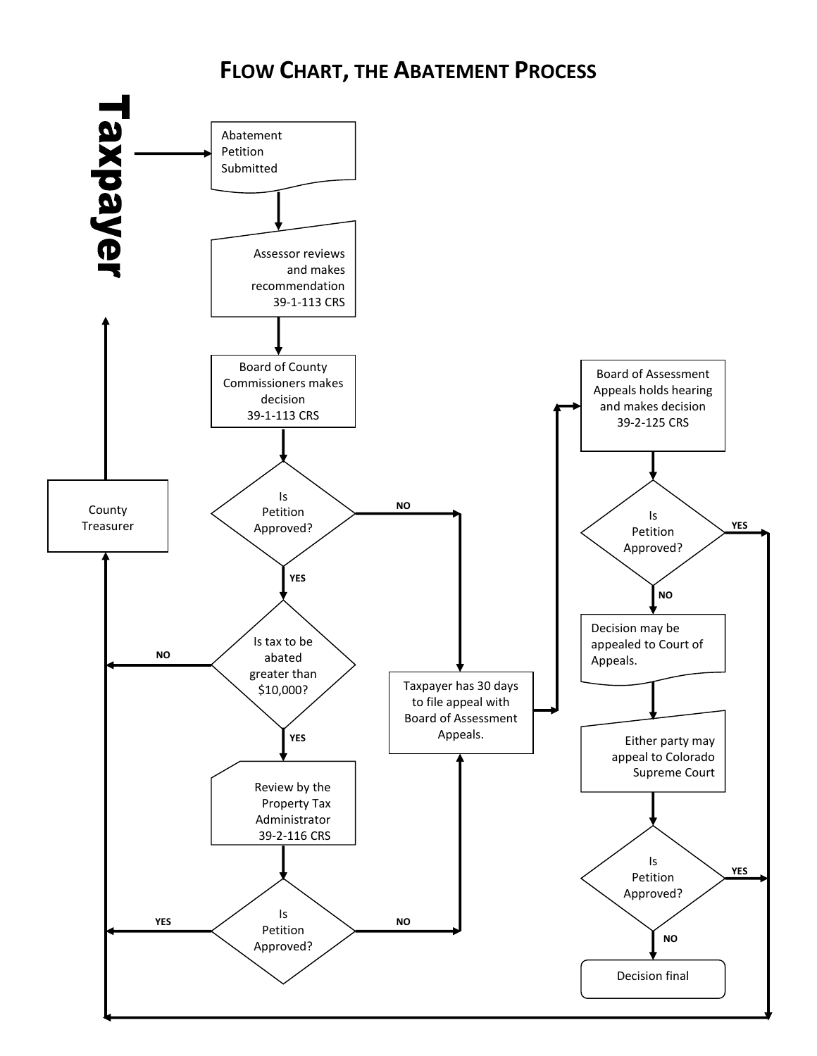# Flow Chart, the Abatement Process

Taxpayer

Abatement Petition Submitted

Assessor reviews and makes recommendation 39-1-113 CRS

Board of County Commissioners makes decision 39-1-113 CRS

Is Petition Approved?

NO

YES

Is tax to be abated greater than $10,000?

NO

YES

Review by the Property Tax Administrator 39-2-116 CRS

Is Petition Approved?

YES

NO

County Treasurer

Taxpayer has 30 days to file appeal with Board of Assessment Appeals.

Board of Assessment Appeals holds hearing and makes decision 39-2-125 CRS

Is Petition Approved?

YES

NO

Decision may be appealed to Court of Appeals.

Either party may appeal to Colorado Supreme Court

Is Petition Approved?

YES

NO

Decision final